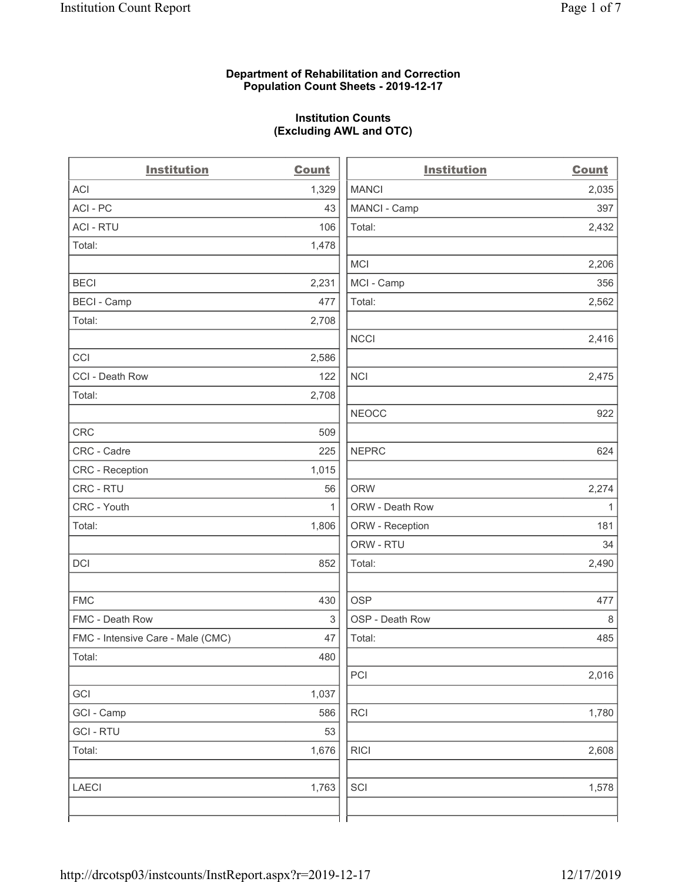**Department of Rehabilitation and Correction**
**Population Count Sheets - 2019-12-17**

**Institution Counts**
**(Excluding AWL and OTC)**

| Institution | Count |
|---|---|
| ACI | 1,329 |
| ACI - PC | 43 |
| ACI - RTU | 106 |
| Total: | 1,478 |
| | |
| BECI | 2,231 |
| BECI - Camp | 477 |
| Total: | 2,708 |
| | |
| CCI | 2,586 |
| CCI - Death Row | 122 |
| Total: | 2,708 |
| | |
| CRC | 509 |
| CRC - Cadre | 225 |
| CRC - Reception | 1,015 |
| CRC - RTU | 56 |
| CRC - Youth | 1 |
| Total: | 1,806 |
| | |
| DCI | 852 |
| | |
| FMC | 430 |
| FMC - Death Row | 3 |
| FMC - Intensive Care - Male (CMC) | 47 |
| Total: | 480 |
| | |
| GCI | 1,037 |
| GCI - Camp | 586 |
| GCI - RTU | 53 |
| Total: | 1,676 |
| | |
| LAECI | 1,763 |

| Institution | Count |
|---|---|
| MANCI | 2,035 |
| MANCI - Camp | 397 |
| Total: | 2,432 |
| | |
| MCI | 2,206 |
| MCI - Camp | 356 |
| Total: | 2,562 |
| | |
| NCCI | 2,416 |
| | |
| NCI | 2,475 |
| | |
| NEOCC | 922 |
| | |
| NEPRC | 624 |
| | |
| ORW | 2,274 |
| ORW - Death Row | 1 |
| ORW - Reception | 181 |
| ORW - RTU | 34 |
| Total: | 2,490 |
| | |
| OSP | 477 |
| OSP - Death Row | 8 |
| Total: | 485 |
| | |
| PCI | 2,016 |
| | |
| RCI | 1,780 |
| | |
| RICI | 2,608 |
| | |
| SCI | 1,578 |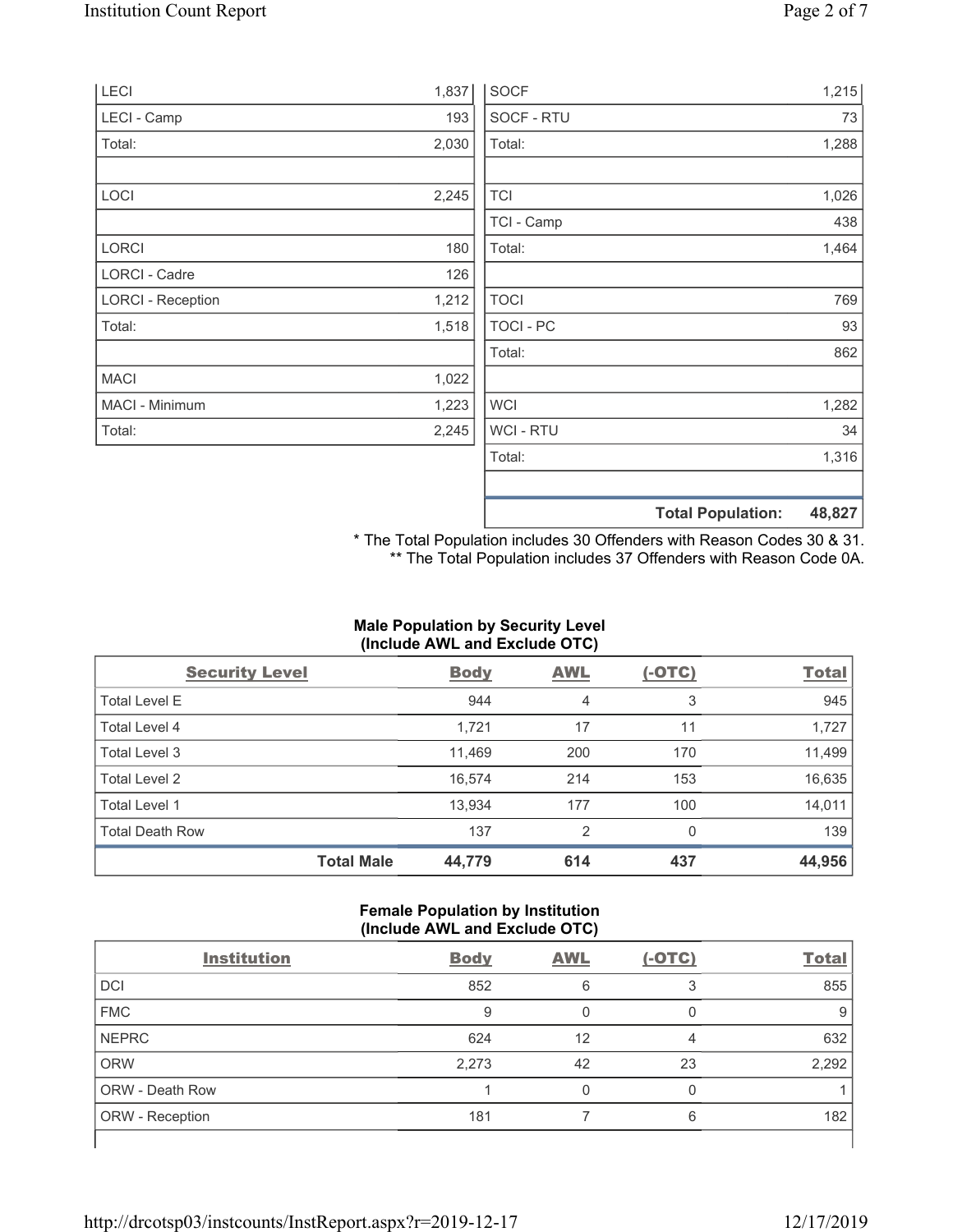| | |
|---|---|
| LECI | 1,837 |
| LECI - Camp | 193 |
| Total: | 2,030 |
| | |
| LOCI | 2,245 |
| | |
| LORCI | 180 |
| LORCI - Cadre | 126 |
| LORCI - Reception | 1,212 |
| Total: | 1,518 |
| | |
| MACI | 1,022 |
| MACI - Minimum | 1,223 |
| Total: | 2,245 |

| | |
|---|---|
| SOCF | 1,215 |
| SOCF - RTU | 73 |
| Total: | 1,288 |
| | |
| TCI | 1,026 |
| TCI - Camp | 438 |
| Total: | 1,464 |
| | |
| TOCI | 769 |
| TOCI - PC | 93 |
| Total: | 862 |
| | |
| WCI | 1,282 |
| WCI - RTU | 34 |
| Total: | 1,316 |
| | |
| **Total Population:** | **48,827** |

\* The Total Population includes 30 Offenders with Reason Codes 30 & 31.
\** The Total Population includes 37 Offenders with Reason Code 0A.

**Male Population by Security Level (Include AWL and Exclude OTC)**

| Security Level | Body | AWL | (-OTC) | Total |
|---|---|---|---|---|
| Total Level E | 944 | 4 | 3 | 945 |
| Total Level 4 | 1,721 | 17 | 11 | 1,727 |
| Total Level 3 | 11,469 | 200 | 170 | 11,499 |
| Total Level 2 | 16,574 | 214 | 153 | 16,635 |
| Total Level 1 | 13,934 | 177 | 100 | 14,011 |
| Total Death Row | 137 | 2 | 0 | 139 |
| **Total Male** | **44,779** | **614** | **437** | **44,956** |

**Female Population by Institution (Include AWL and Exclude OTC)**

| Institution | Body | AWL | (-OTC) | Total |
|---|---|---|---|---|
| DCI | 852 | 6 | 3 | 855 |
| FMC | 9 | 0 | 0 | 9 |
| NEPRC | 624 | 12 | 4 | 632 |
| ORW | 2,273 | 42 | 23 | 2,292 |
| ORW - Death Row | 1 | 0 | 0 | 1 |
| ORW - Reception | 181 | 7 | 6 | 182 |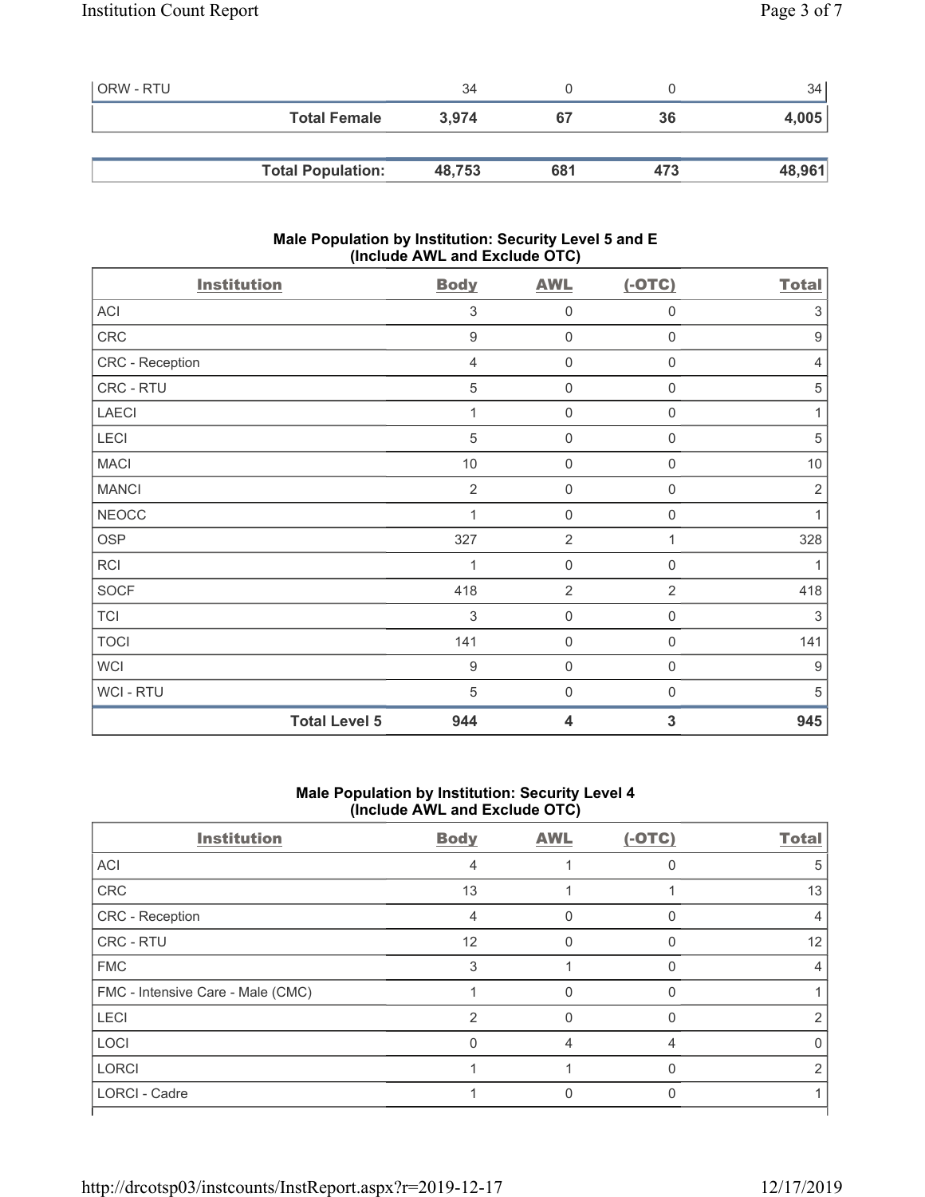| ORW - RTU | 34 | 0 | 0 | 34 |
|---|---|---|---|---|
| **Total Female** | **3,974** | **67** | **36** | **4,005** |

| **Total Population:** | **48,753** | **681** | **473** | **48,961** |
|---|---|---|---|---|

### Male Population by Institution: Security Level 5 and E (Include AWL and Exclude OTC)

| Institution | Body | AWL | (-OTC) | Total |
|---|---|---|---|---|
| ACI | 3 | 0 | 0 | 3 |
| CRC | 9 | 0 | 0 | 9 |
| CRC - Reception | 4 | 0 | 0 | 4 |
| CRC - RTU | 5 | 0 | 0 | 5 |
| LAECI | 1 | 0 | 0 | 1 |
| LECI | 5 | 0 | 0 | 5 |
| MACI | 10 | 0 | 0 | 10 |
| MANCI | 2 | 0 | 0 | 2 |
| NEOCC | 1 | 0 | 0 | 1 |
| OSP | 327 | 2 | 1 | 328 |
| RCI | 1 | 0 | 0 | 1 |
| SOCF | 418 | 2 | 2 | 418 |
| TCI | 3 | 0 | 0 | 3 |
| TOCI | 141 | 0 | 0 | 141 |
| WCI | 9 | 0 | 0 | 9 |
| WCI - RTU | 5 | 0 | 0 | 5 |
| **Total Level 5** | **944** | **4** | **3** | **945** |

### Male Population by Institution: Security Level 4 (Include AWL and Exclude OTC)

| Institution | Body | AWL | (-OTC) | Total |
|---|---|---|---|---|
| ACI | 4 | 1 | 0 | 5 |
| CRC | 13 | 1 | 1 | 13 |
| CRC - Reception | 4 | 0 | 0 | 4 |
| CRC - RTU | 12 | 0 | 0 | 12 |
| FMC | 3 | 1 | 0 | 4 |
| FMC - Intensive Care - Male (CMC) | 1 | 0 | 0 | 1 |
| LECI | 2 | 0 | 0 | 2 |
| LOCI | 0 | 4 | 4 | 0 |
| LORCI | 1 | 1 | 0 | 2 |
| LORCI - Cadre | 1 | 0 | 0 | 1 |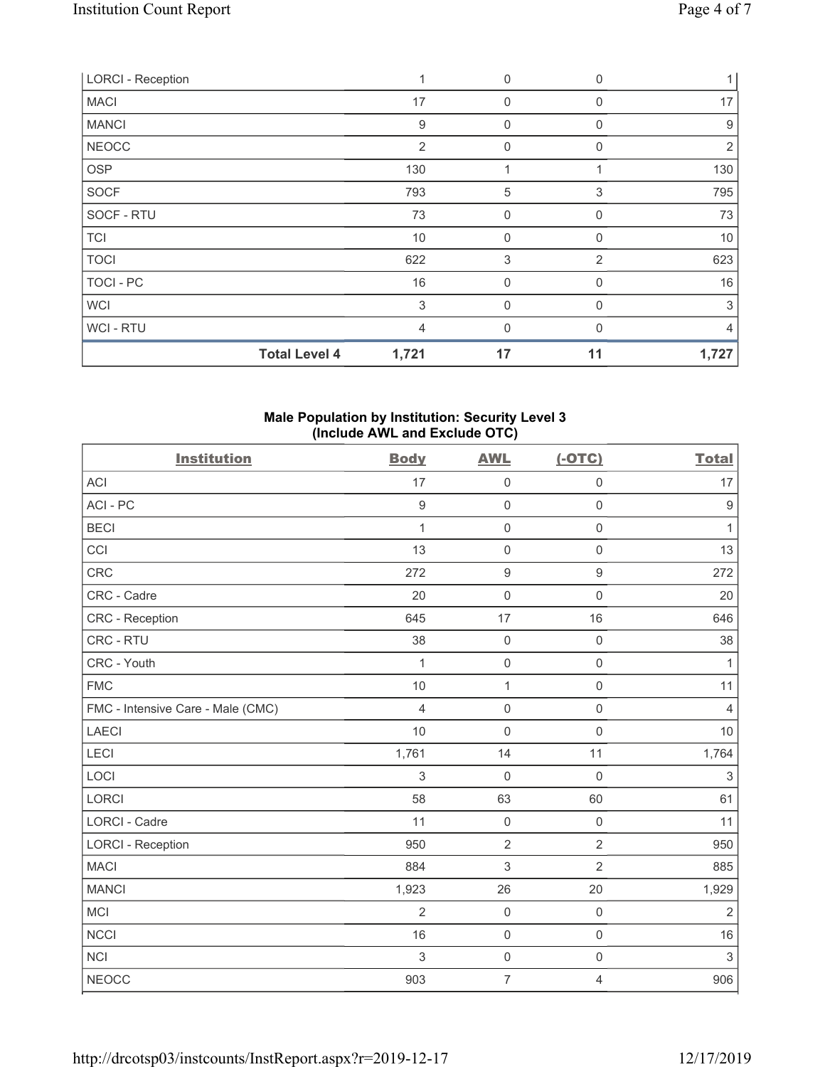| LORCI - Reception | 1 | 0 | 0 | 1 |
|---|---|---|---|---|
| MACI | 17 | 0 | 0 | 17 |
| MANCI | 9 | 0 | 0 | 9 |
| NEOCC | 2 | 0 | 0 | 2 |
| OSP | 130 | 1 | 1 | 130 |
| SOCF | 793 | 5 | 3 | 795 |
| SOCF - RTU | 73 | 0 | 0 | 73 |
| TCI | 10 | 0 | 0 | 10 |
| TOCI | 622 | 3 | 2 | 623 |
| TOCI - PC | 16 | 0 | 0 | 16 |
| WCI | 3 | 0 | 0 | 3 |
| WCI - RTU | 4 | 0 | 0 | 4 |
| **Total Level 4** | **1,721** | **17** | **11** | **1,727** |

### Male Population by Institution: Security Level 3 (Include AWL and Exclude OTC)

| Institution | Body | AWL | (-OTC) | Total |
|---|---|---|---|---|
| ACI | 17 | 0 | 0 | 17 |
| ACI - PC | 9 | 0 | 0 | 9 |
| BECI | 1 | 0 | 0 | 1 |
| CCI | 13 | 0 | 0 | 13 |
| CRC | 272 | 9 | 9 | 272 |
| CRC - Cadre | 20 | 0 | 0 | 20 |
| CRC - Reception | 645 | 17 | 16 | 646 |
| CRC - RTU | 38 | 0 | 0 | 38 |
| CRC - Youth | 1 | 0 | 0 | 1 |
| FMC | 10 | 1 | 0 | 11 |
| FMC - Intensive Care - Male (CMC) | 4 | 0 | 0 | 4 |
| LAECI | 10 | 0 | 0 | 10 |
| LECI | 1,761 | 14 | 11 | 1,764 |
| LOCI | 3 | 0 | 0 | 3 |
| LORCI | 58 | 63 | 60 | 61 |
| LORCI - Cadre | 11 | 0 | 0 | 11 |
| LORCI - Reception | 950 | 2 | 2 | 950 |
| MACI | 884 | 3 | 2 | 885 |
| MANCI | 1,923 | 26 | 20 | 1,929 |
| MCI | 2 | 0 | 0 | 2 |
| NCCI | 16 | 0 | 0 | 16 |
| NCI | 3 | 0 | 0 | 3 |
| NEOCC | 903 | 7 | 4 | 906 |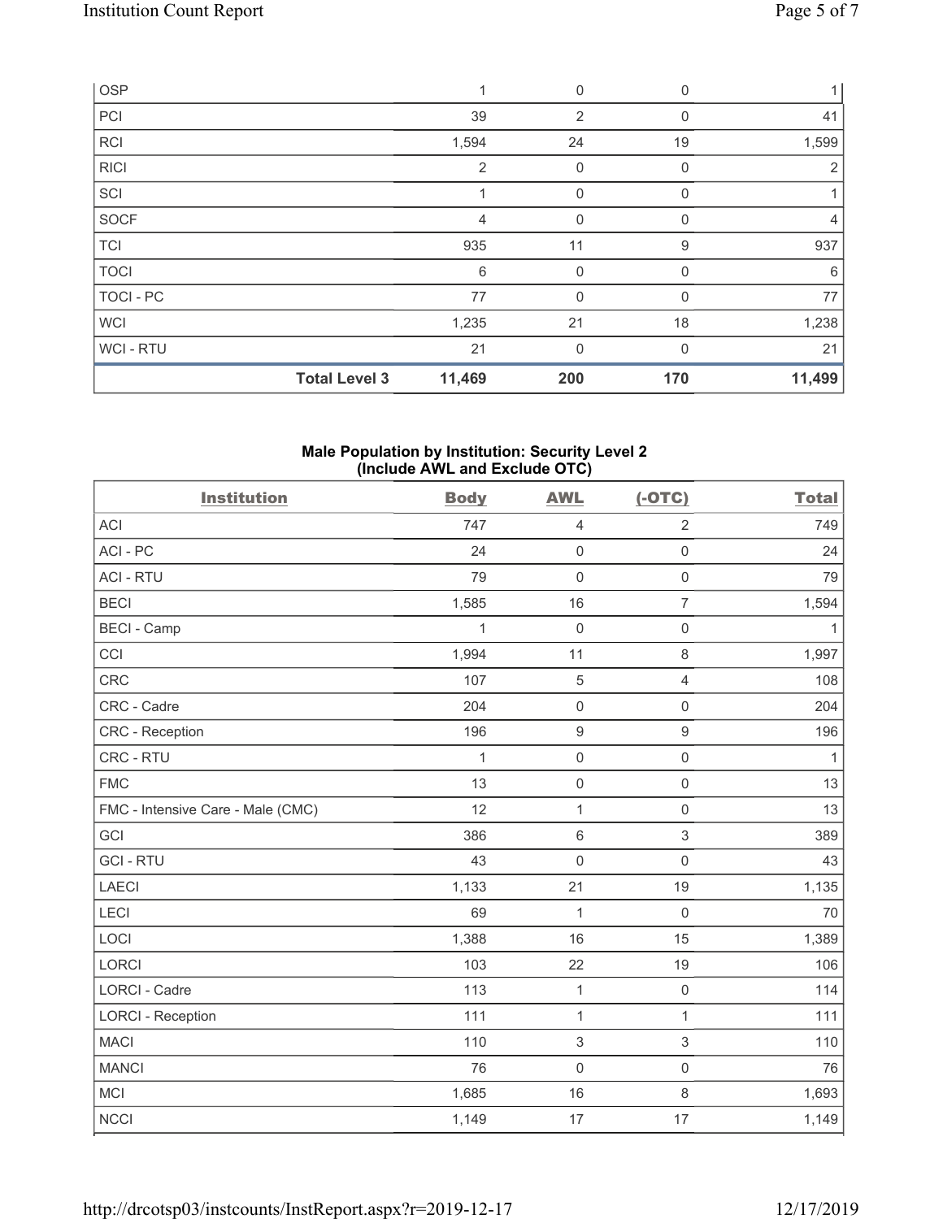| OSP | | 1 | 0 | 0 | 1 |
|---|---|---|---|---|---|
| PCI | | 39 | 2 | 0 | 41 |
| RCI | | 1,594 | 24 | 19 | 1,599 |
| RICI | | 2 | 0 | 0 | 2 |
| SCI | | 1 | 0 | 0 | 1 |
| SOCF | | 4 | 0 | 0 | 4 |
| TCI | | 935 | 11 | 9 | 937 |
| TOCI | | 6 | 0 | 0 | 6 |
| TOCI - PC | | 77 | 0 | 0 | 77 |
| WCI | | 1,235 | 21 | 18 | 1,238 |
| WCI - RTU | | 21 | 0 | 0 | 21 |
| | **Total Level 3** | **11,469** | **200** | **170** | **11,499** |

**Male Population by Institution: Security Level 2**
**(Include AWL and Exclude OTC)**

| Institution | Body | AWL | (-OTC) | Total |
|---|---|---|---|---|
| ACI | 747 | 4 | 2 | 749 |
| ACI - PC | 24 | 0 | 0 | 24 |
| ACI - RTU | 79 | 0 | 0 | 79 |
| BECI | 1,585 | 16 | 7 | 1,594 |
| BECI - Camp | 1 | 0 | 0 | 1 |
| CCI | 1,994 | 11 | 8 | 1,997 |
| CRC | 107 | 5 | 4 | 108 |
| CRC - Cadre | 204 | 0 | 0 | 204 |
| CRC - Reception | 196 | 9 | 9 | 196 |
| CRC - RTU | 1 | 0 | 0 | 1 |
| FMC | 13 | 0 | 0 | 13 |
| FMC - Intensive Care - Male (CMC) | 12 | 1 | 0 | 13 |
| GCI | 386 | 6 | 3 | 389 |
| GCI - RTU | 43 | 0 | 0 | 43 |
| LAECI | 1,133 | 21 | 19 | 1,135 |
| LECI | 69 | 1 | 0 | 70 |
| LOCI | 1,388 | 16 | 15 | 1,389 |
| LORCI | 103 | 22 | 19 | 106 |
| LORCI - Cadre | 113 | 1 | 0 | 114 |
| LORCI - Reception | 111 | 1 | 1 | 111 |
| MACI | 110 | 3 | 3 | 110 |
| MANCI | 76 | 0 | 0 | 76 |
| MCI | 1,685 | 16 | 8 | 1,693 |
| NCCI | 1,149 | 17 | 17 | 1,149 |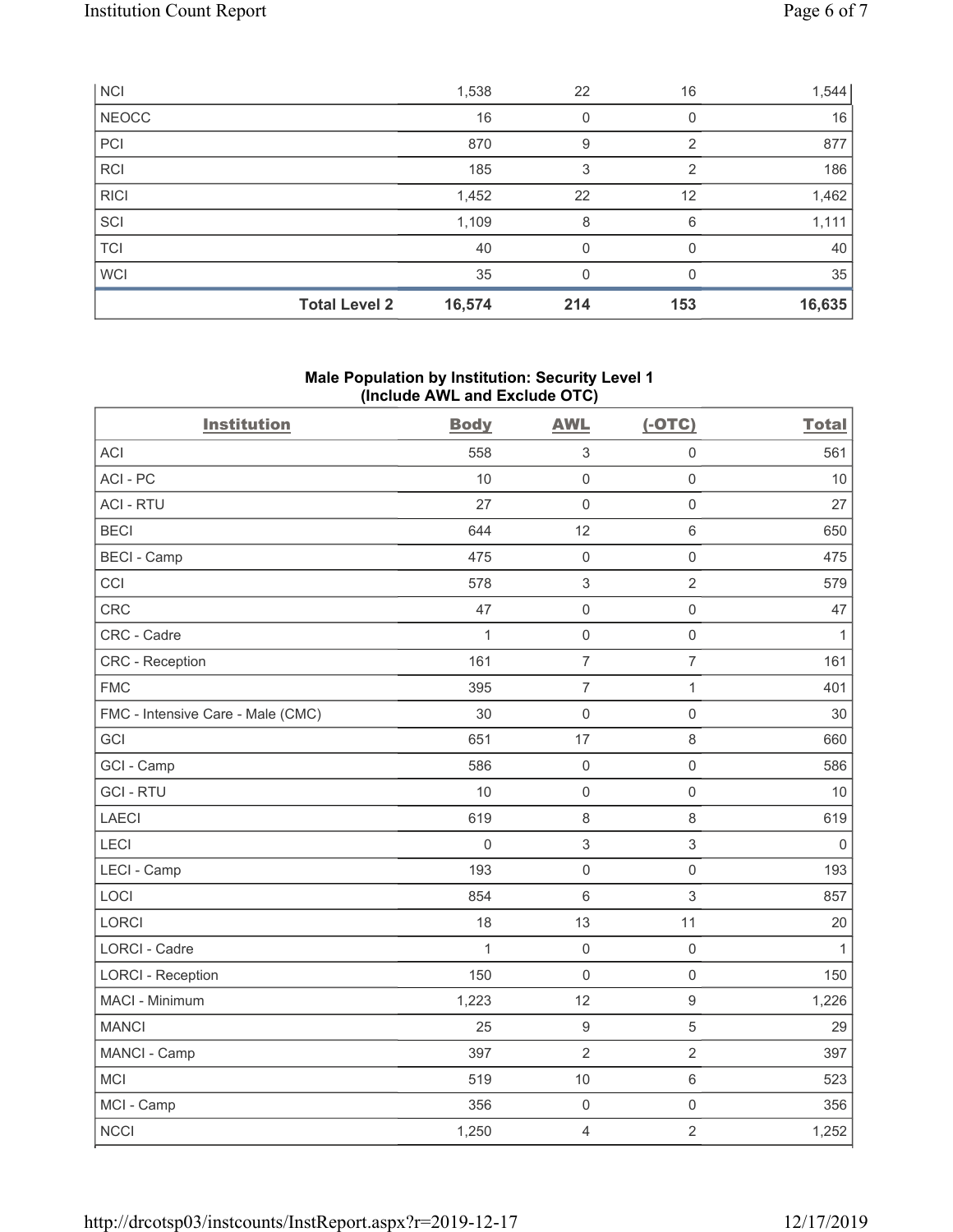| NCI | 1,538 | 22 | 16 | 1,544 |
|---|---|---|---|---|
| NEOCC | 16 | 0 | 0 | 16 |
| PCI | 870 | 9 | 2 | 877 |
| RCI | 185 | 3 | 2 | 186 |
| RICI | 1,452 | 22 | 12 | 1,462 |
| SCI | 1,109 | 8 | 6 | 1,111 |
| TCI | 40 | 0 | 0 | 40 |
| WCI | 35 | 0 | 0 | 35 |
| **Total Level 2** | **16,574** | **214** | **153** | **16,635** |

## Male Population by Institution: Security Level 1 (Include AWL and Exclude OTC)

| Institution | Body | AWL | (-OTC) | Total |
|---|---|---|---|---|
| ACI | 558 | 3 | 0 | 561 |
| ACI - PC | 10 | 0 | 0 | 10 |
| ACI - RTU | 27 | 0 | 0 | 27 |
| BECI | 644 | 12 | 6 | 650 |
| BECI - Camp | 475 | 0 | 0 | 475 |
| CCI | 578 | 3 | 2 | 579 |
| CRC | 47 | 0 | 0 | 47 |
| CRC - Cadre | 1 | 0 | 0 | 1 |
| CRC - Reception | 161 | 7 | 7 | 161 |
| FMC | 395 | 7 | 1 | 401 |
| FMC - Intensive Care - Male (CMC) | 30 | 0 | 0 | 30 |
| GCI | 651 | 17 | 8 | 660 |
| GCI - Camp | 586 | 0 | 0 | 586 |
| GCI - RTU | 10 | 0 | 0 | 10 |
| LAECI | 619 | 8 | 8 | 619 |
| LECI | 0 | 3 | 3 | 0 |
| LECI - Camp | 193 | 0 | 0 | 193 |
| LOCI | 854 | 6 | 3 | 857 |
| LORCI | 18 | 13 | 11 | 20 |
| LORCI - Cadre | 1 | 0 | 0 | 1 |
| LORCI - Reception | 150 | 0 | 0 | 150 |
| MACI - Minimum | 1,223 | 12 | 9 | 1,226 |
| MANCI | 25 | 9 | 5 | 29 |
| MANCI - Camp | 397 | 2 | 2 | 397 |
| MCI | 519 | 10 | 6 | 523 |
| MCI - Camp | 356 | 0 | 0 | 356 |
| NCCI | 1,250 | 4 | 2 | 1,252 |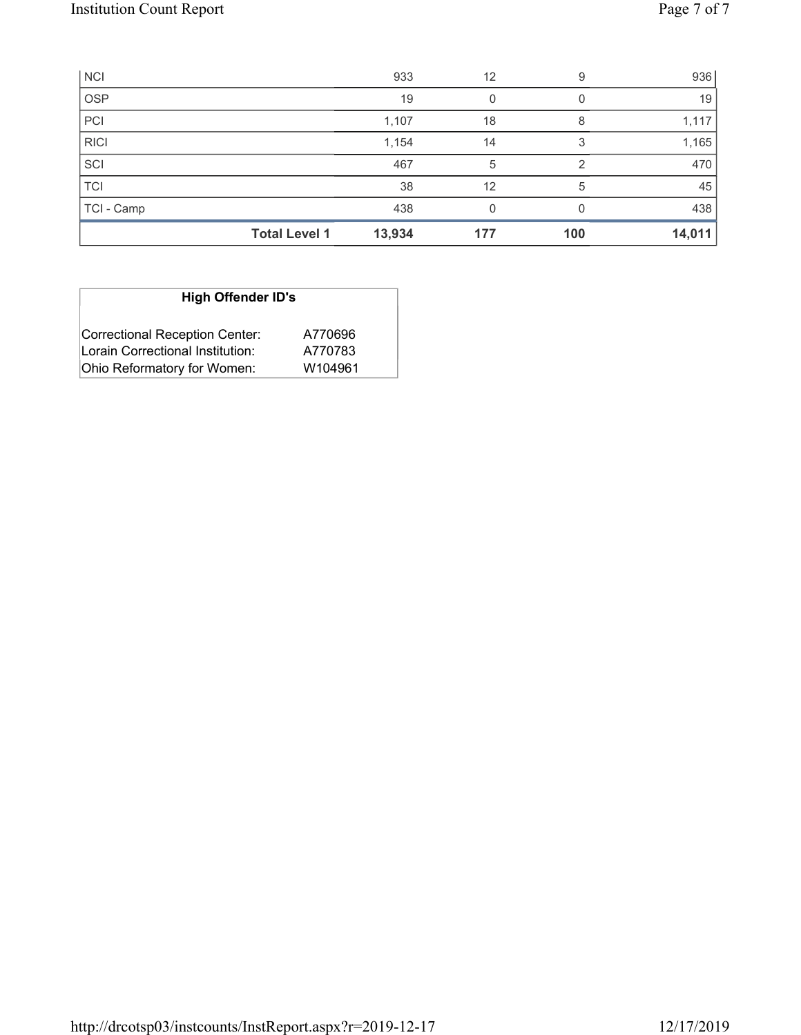| | | | | |
|---|---|---|---|---|
| NCI | 933 | 12 | 9 | 936 |
| OSP | 19 | 0 | 0 | 19 |
| PCI | 1,107 | 18 | 8 | 1,117 |
| RICI | 1,154 | 14 | 3 | 1,165 |
| SCI | 467 | 5 | 2 | 470 |
| TCI | 38 | 12 | 5 | 45 |
| TCI - Camp | 438 | 0 | 0 | 438 |
| **Total Level 1** | **13,934** | **177** | **100** | **14,011** |

| High Offender ID's | |
|---|---|
| Correctional Reception Center: | A770696 |
| Lorain Correctional Institution: | A770783 |
| Ohio Reformatory for Women: | W104961 |